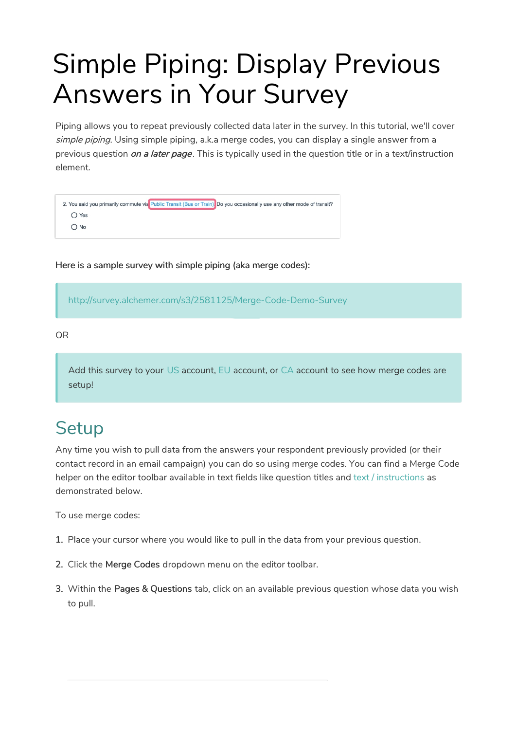# Simple Piping: Display Previous Answers in Your Survey

Piping allows you to repeat previously collected data later in the survey. In this tutorial, we'll cover *simple piping*. Using simple piping, a.k.a merge codes, you can display a single answer from a previous question ***on a later page***. This is typically used in the question title or in a text/instruction element.

2. You said you primarily commute via Public Transit (Bus or Train) Do you occasionally use any other mode of transit?
- Yes
- No

Here is a sample survey with simple piping (aka merge codes):

> http://survey.alchemer.com/s3/2581125/Merge-Code-Demo-Survey

OR

> Add this survey to your US account, EU account, or CA account to see how merge codes are setup!

## Setup

Any time you wish to pull data from the answers your respondent previously provided (or their contact record in an email campaign) you can do so using merge codes. You can find a Merge Code helper on the editor toolbar available in text fields like question titles and text / instructions as demonstrated below.

To use merge codes:

1. Place your cursor where you would like to pull in the data from your previous question.
2. Click the **Merge Codes** dropdown menu on the editor toolbar.
3. Within the **Pages & Questions** tab, click on an available previous question whose data you wish to pull.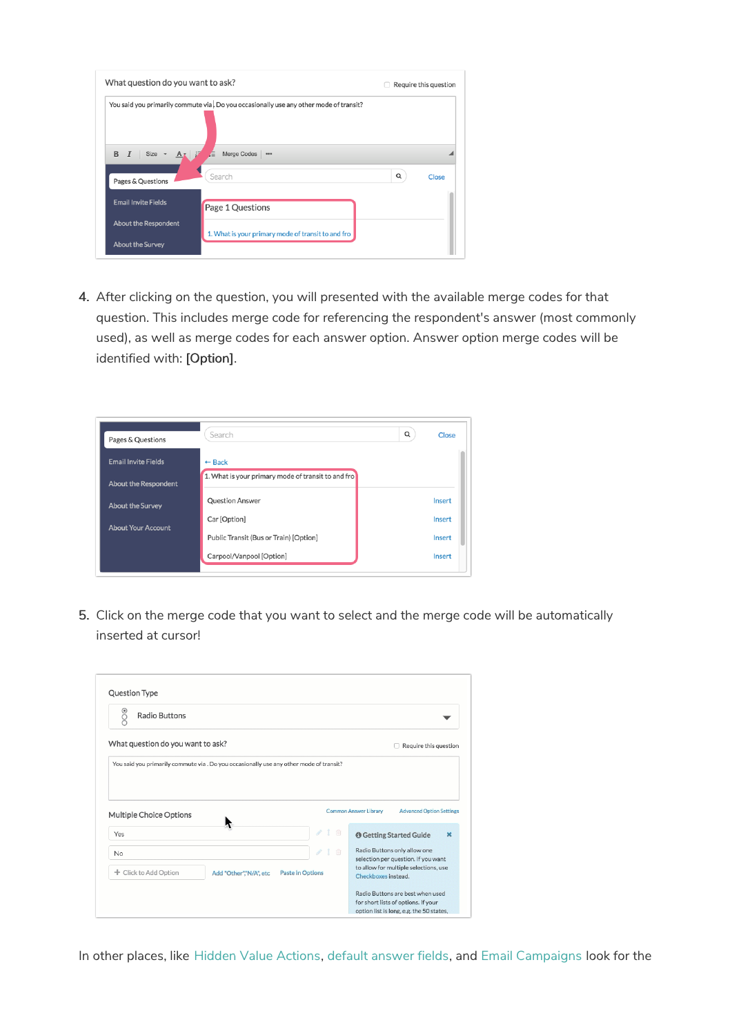4. After clicking on the question, you will presented with the available merge codes for that question. This includes merge code for referencing the respondent's answer (most commonly used), as well as merge codes for each answer option. Answer option merge codes will be identified with: **[Option]**.

5. Click on the merge code that you want to select and the merge code will be automatically inserted at cursor!

In other places, like Hidden Value Actions, default answer fields, and Email Campaigns look for the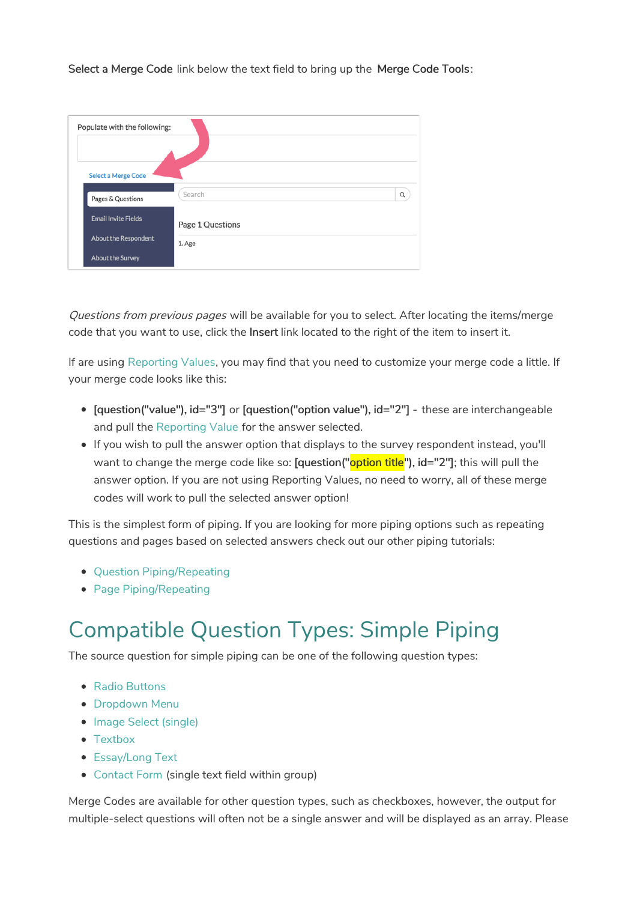**Select a Merge Code** link below the text field to bring up the **Merge Code Tools**:

*Questions from previous pages* will be available for you to select. After locating the items/merge code that you want to use, click the **Insert** link located to the right of the item to insert it.

If are using Reporting Values, you may find that you need to customize your merge code a little. If your merge code looks like this:

- **[question("value"), id="3"]** or **[question("option value"), id="2"] -** these are interchangeable and pull the Reporting Value for the answer selected.
- If you wish to pull the answer option that displays to the survey respondent instead, you'll want to change the merge code like so: **[question("option title"), id="2"]**; this will pull the answer option. If you are not using Reporting Values, no need to worry, all of these merge codes will work to pull the selected answer option!

This is the simplest form of piping. If you are looking for more piping options such as repeating questions and pages based on selected answers check out our other piping tutorials:

- Question Piping/Repeating
- Page Piping/Repeating

# Compatible Question Types: Simple Piping

The source question for simple piping can be one of the following question types:

- Radio Buttons
- Dropdown Menu
- Image Select (single)
- Textbox
- Essay/Long Text
- Contact Form (single text field within group)

Merge Codes are available for other question types, such as checkboxes, however, the output for multiple-select questions will often not be a single answer and will be displayed as an array. Please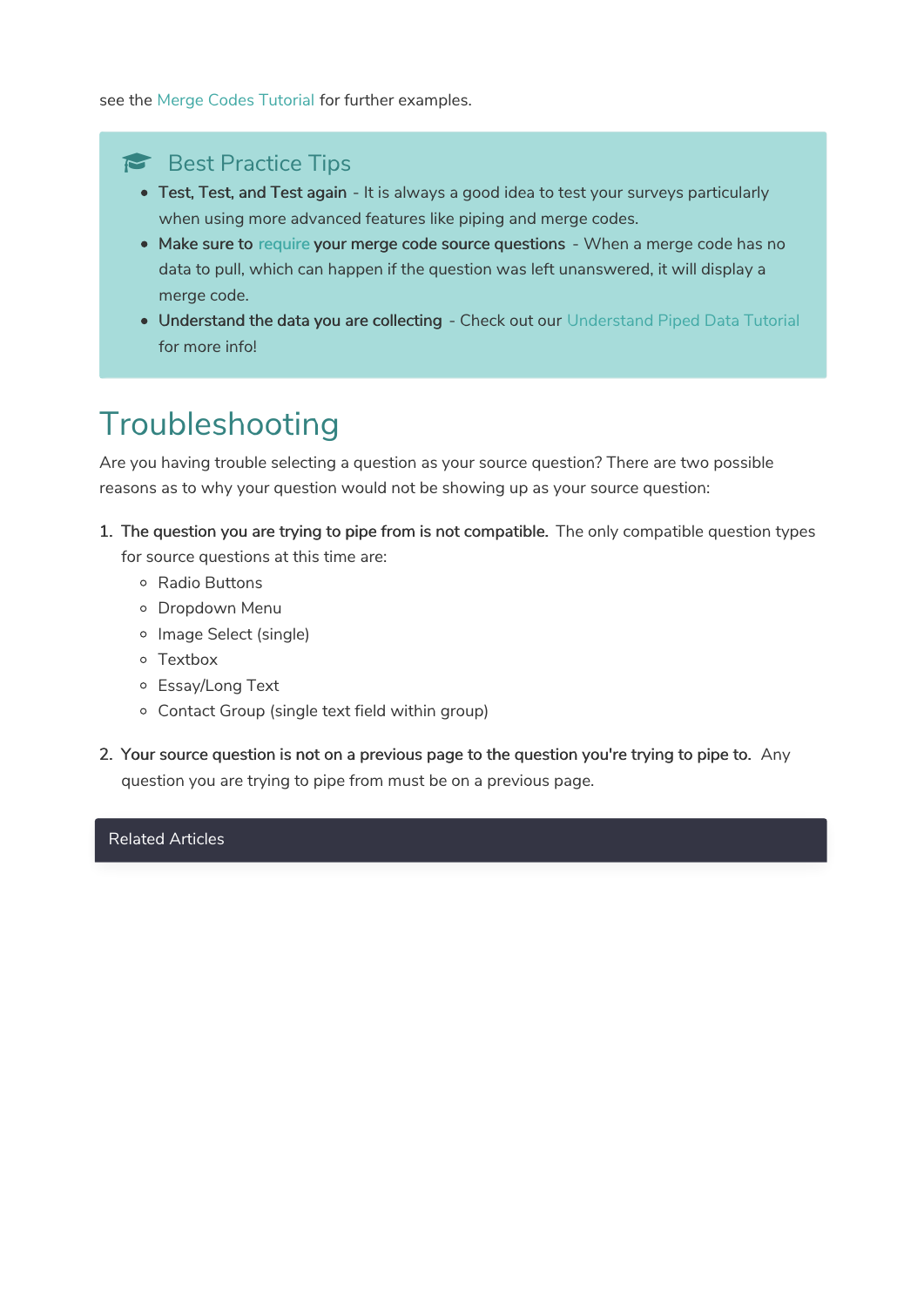see the Merge Codes Tutorial for further examples.

### Best Practice Tips

- **Test, Test, and Test again** - It is always a good idea to test your surveys particularly when using more advanced features like piping and merge codes.
- **Make sure to require your merge code source questions** - When a merge code has no data to pull, which can happen if the question was left unanswered, it will display a merge code.
- **Understand the data you are collecting** - Check out our Understand Piped Data Tutorial for more info!

# Troubleshooting

Are you having trouble selecting a question as your source question? There are two possible reasons as to why your question would not be showing up as your source question:

1. **The question you are trying to pipe from is not compatible.** The only compatible question types for source questions at this time are:
    - Radio Buttons
    - Dropdown Menu
    - Image Select (single)
    - Textbox
    - Essay/Long Text
    - Contact Group (single text field within group)

2. **Your source question is not on a previous page to the question you're trying to pipe to.** Any question you are trying to pipe from must be on a previous page.

Related Articles